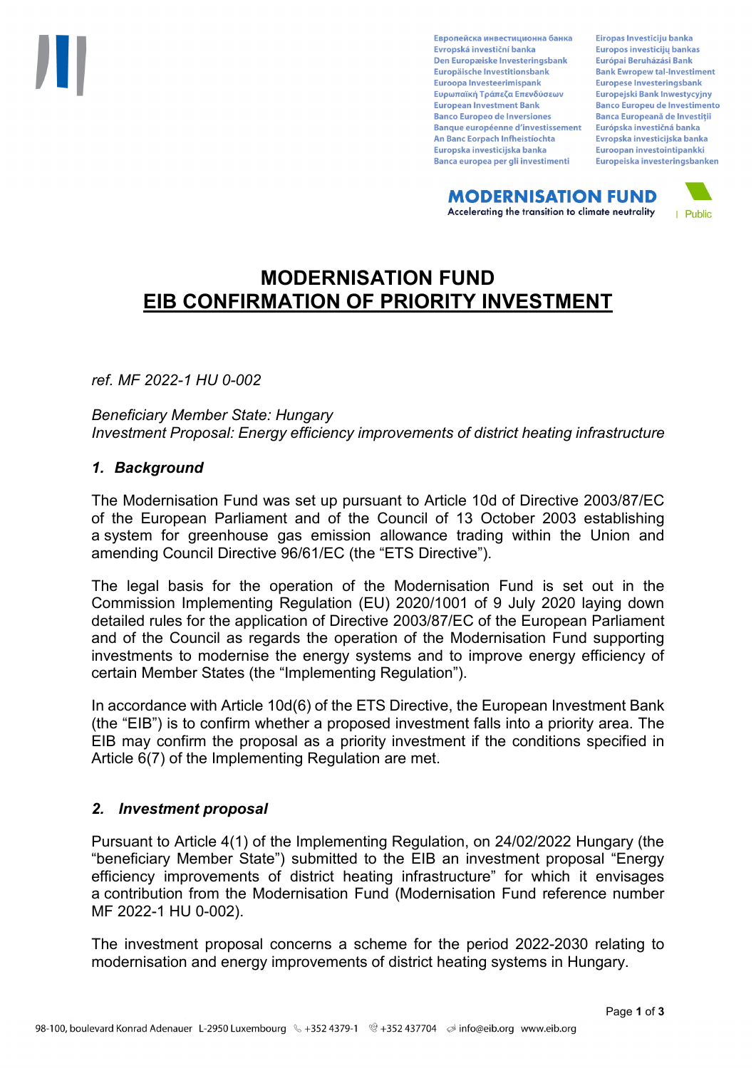# MODERNISATION FUND
# EIB CONFIRMATION OF PRIORITY INVESTMENT

*ref. MF 2022-1 HU 0-002*

*Beneficiary Member State: Hungary*
*Investment Proposal: Energy efficiency improvements of district heating infrastructure*

## *1. Background*

The Modernisation Fund was set up pursuant to Article 10d of Directive 2003/87/EC of the European Parliament and of the Council of 13 October 2003 establishing a system for greenhouse gas emission allowance trading within the Union and amending Council Directive 96/61/EC (the “ETS Directive”).

The legal basis for the operation of the Modernisation Fund is set out in the Commission Implementing Regulation (EU) 2020/1001 of 9 July 2020 laying down detailed rules for the application of Directive 2003/87/EC of the European Parliament and of the Council as regards the operation of the Modernisation Fund supporting investments to modernise the energy systems and to improve energy efficiency of certain Member States (the “Implementing Regulation”).

In accordance with Article 10d(6) of the ETS Directive, the European Investment Bank (the “EIB”) is to confirm whether a proposed investment falls into a priority area. The EIB may confirm the proposal as a priority investment if the conditions specified in Article 6(7) of the Implementing Regulation are met.

## *2. Investment proposal*

Pursuant to Article 4(1) of the Implementing Regulation, on 24/02/2022 Hungary (the “beneficiary Member State”) submitted to the EIB an investment proposal “Energy efficiency improvements of district heating infrastructure” for which it envisages a contribution from the Modernisation Fund (Modernisation Fund reference number MF 2022-1 HU 0-002).

The investment proposal concerns a scheme for the period 2022-2030 relating to modernisation and energy improvements of district heating systems in Hungary.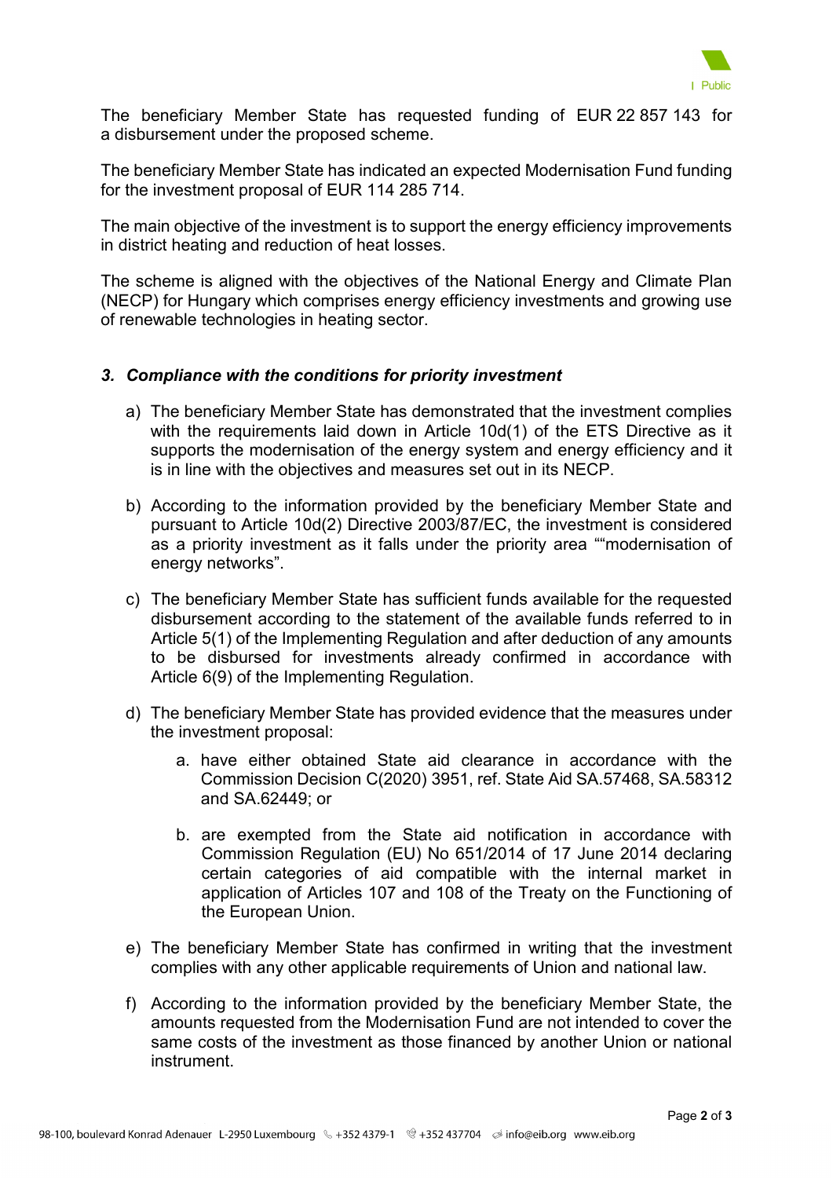The beneficiary Member State has requested funding of EUR 22 857 143 for a disbursement under the proposed scheme.

The beneficiary Member State has indicated an expected Modernisation Fund funding for the investment proposal of EUR 114 285 714.

The main objective of the investment is to support the energy efficiency improvements in district heating and reduction of heat losses.

The scheme is aligned with the objectives of the National Energy and Climate Plan (NECP) for Hungary which comprises energy efficiency investments and growing use of renewable technologies in heating sector.

### *3. Compliance with the conditions for priority investment*

a) The beneficiary Member State has demonstrated that the investment complies with the requirements laid down in Article 10d(1) of the ETS Directive as it supports the modernisation of the energy system and energy efficiency and it is in line with the objectives and measures set out in its NECP.

b) According to the information provided by the beneficiary Member State and pursuant to Article 10d(2) Directive 2003/87/EC, the investment is considered as a priority investment as it falls under the priority area ""modernisation of energy networks".

c) The beneficiary Member State has sufficient funds available for the requested disbursement according to the statement of the available funds referred to in Article 5(1) of the Implementing Regulation and after deduction of any amounts to be disbursed for investments already confirmed in accordance with Article 6(9) of the Implementing Regulation.

d) The beneficiary Member State has provided evidence that the measures under the investment proposal:

   a. have either obtained State aid clearance in accordance with the Commission Decision C(2020) 3951, ref. State Aid SA.57468, SA.58312 and SA.62449; or

   b. are exempted from the State aid notification in accordance with Commission Regulation (EU) No 651/2014 of 17 June 2014 declaring certain categories of aid compatible with the internal market in application of Articles 107 and 108 of the Treaty on the Functioning of the European Union.

e) The beneficiary Member State has confirmed in writing that the investment complies with any other applicable requirements of Union and national law.

f) According to the information provided by the beneficiary Member State, the amounts requested from the Modernisation Fund are not intended to cover the same costs of the investment as those financed by another Union or national instrument.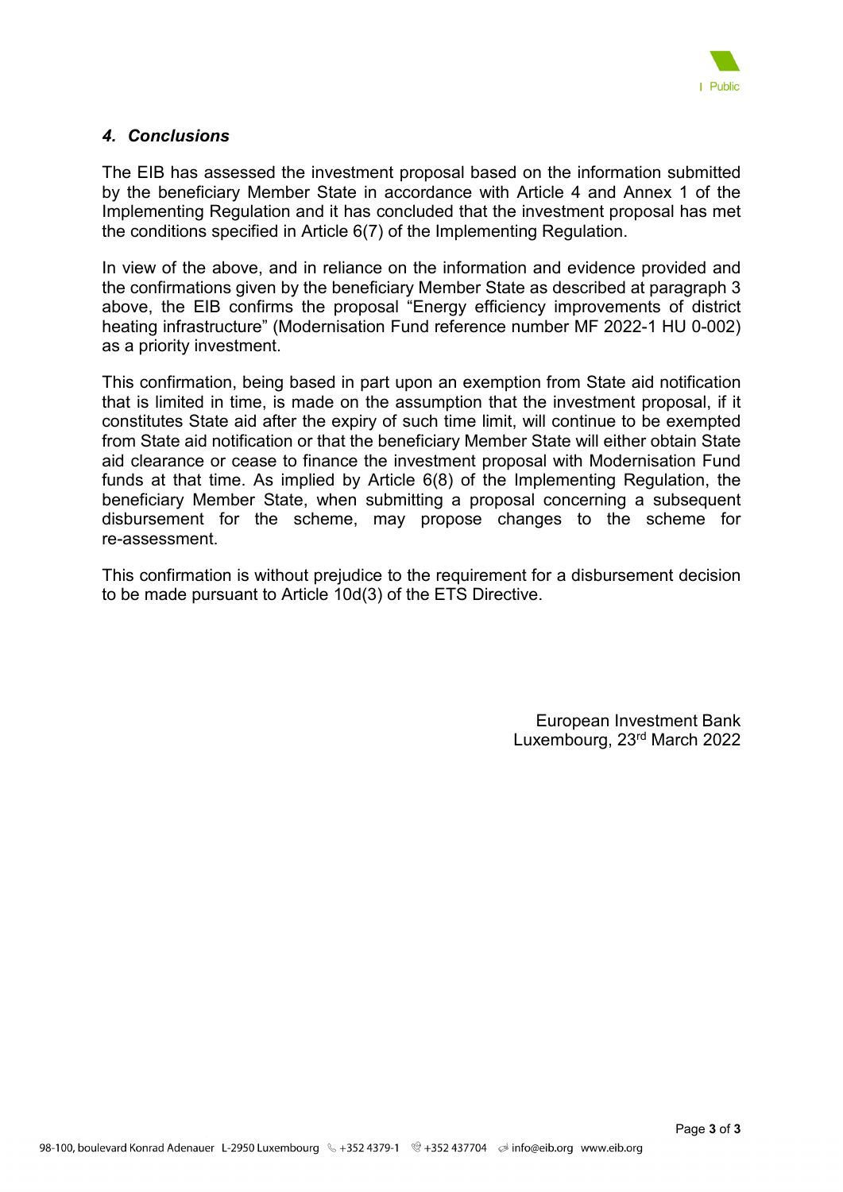### *4. Conclusions*

The EIB has assessed the investment proposal based on the information submitted by the beneficiary Member State in accordance with Article 4 and Annex 1 of the Implementing Regulation and it has concluded that the investment proposal has met the conditions specified in Article 6(7) of the Implementing Regulation.

In view of the above, and in reliance on the information and evidence provided and the confirmations given by the beneficiary Member State as described at paragraph 3 above, the EIB confirms the proposal "Energy efficiency improvements of district heating infrastructure" (Modernisation Fund reference number MF 2022-1 HU 0-002) as a priority investment.

This confirmation, being based in part upon an exemption from State aid notification that is limited in time, is made on the assumption that the investment proposal, if it constitutes State aid after the expiry of such time limit, will continue to be exempted from State aid notification or that the beneficiary Member State will either obtain State aid clearance or cease to finance the investment proposal with Modernisation Fund funds at that time. As implied by Article 6(8) of the Implementing Regulation, the beneficiary Member State, when submitting a proposal concerning a subsequent disbursement for the scheme, may propose changes to the scheme for re-assessment.

This confirmation is without prejudice to the requirement for a disbursement decision to be made pursuant to Article 10d(3) of the ETS Directive.

European Investment Bank
Luxembourg, 23rd March 2022